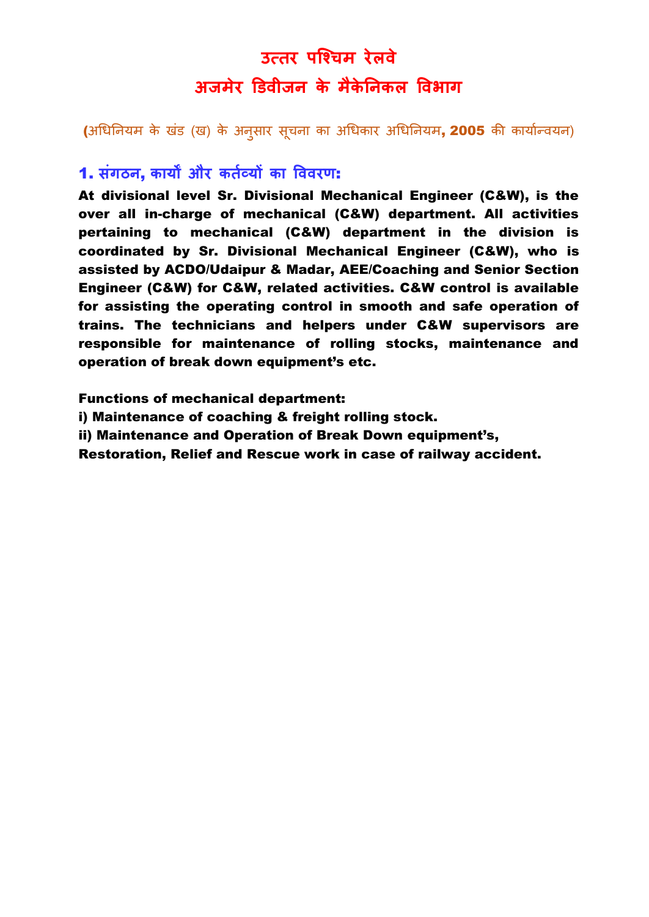# उत्तर पश्चिम रेलवे

# अजमेर डिवीजन के मैकेनिकल विभाग

(अधिनियम के खंड (ख) के अनुसार सूचना का अधिकार अधिनियम, **2005** की कार्यान्वयन)

## 1. संगठन, कार्यों और कर्तव्यों का विवरण:

**At divisional level Sr. Divisional Mechanical Engineer (C&W), is the over all in-charge of mechanical (C&W) department. All activities pertaining to mechanical (C&W) department in the division is coordinated by Sr. Divisional Mechanical Engineer (C&W), who is assisted by ACDO/Udaipur & Madar, AEE/Coaching and Senior Section Engineer (C&W) for C&W, related activities. C&W control is available for assisting the operating control in smooth and safe operation of trains. The technicians and helpers under C&W supervisors are responsible for maintenance of rolling stocks, maintenance and operation of break down equipment's etc.**

**Functions of mechanical department:**

**i) Maintenance of coaching & freight rolling stock.**

**ii) Maintenance and Operation of Break Down equipment's, Restoration, Relief and Rescue work in case of railway accident.**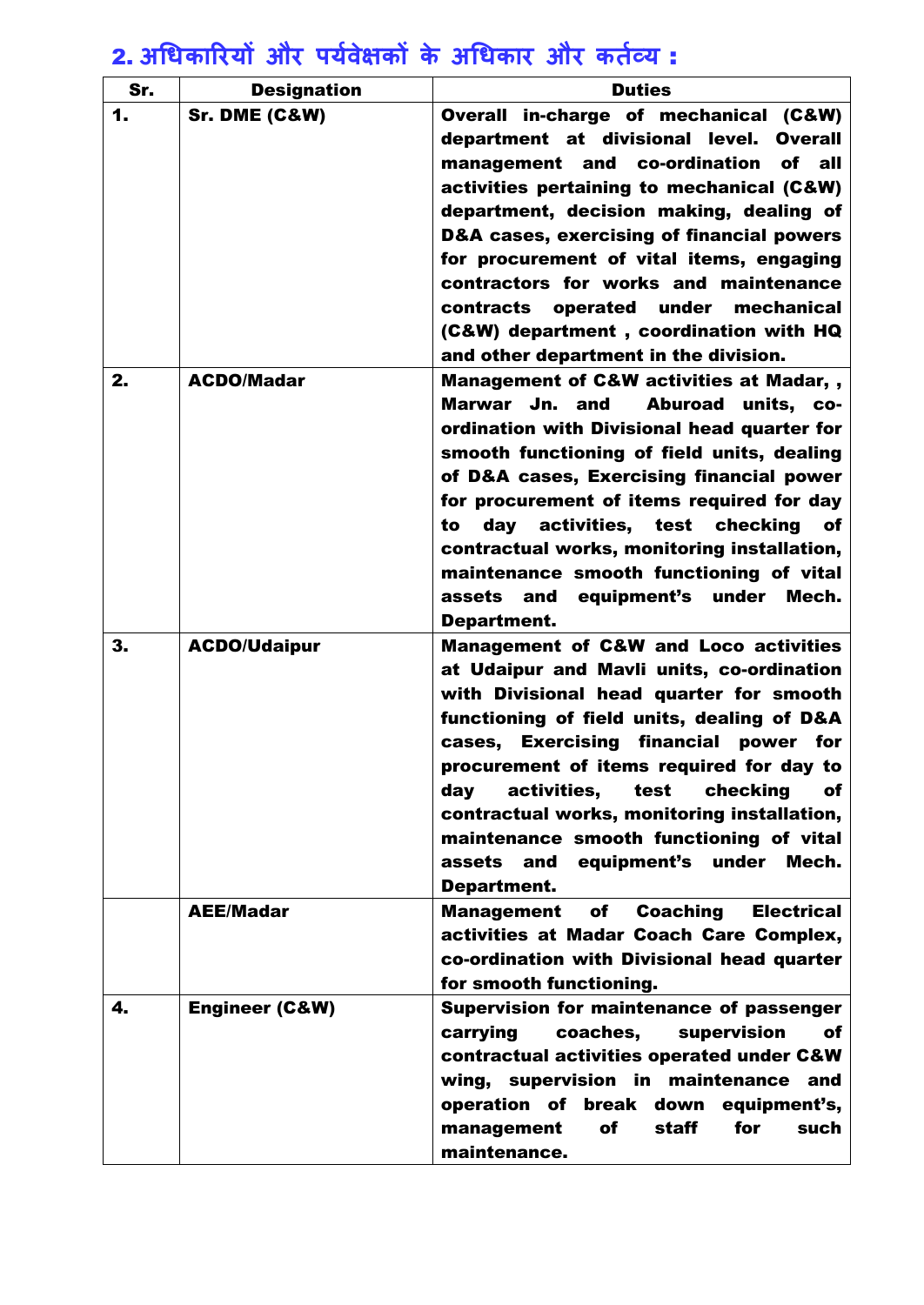## 2. अधिकारियों और पर्यवेक्षकों के अधिकार और कर्तव्य :

| Sr. | Designation | Duties |
|---|---|---|
| 1. | Sr. DME (C&W) | Overall in-charge of mechanical (C&W) department at divisional level. Overall management and co-ordination of all activities pertaining to mechanical (C&W) department, decision making, dealing of D&A cases, exercising of financial powers for procurement of vital items, engaging contractors for works and maintenance contracts operated under mechanical (C&W) department , coordination with HQ and other department in the division. |
| 2. | ACDO/Madar | Management of C&W activities at Madar, , Marwar Jn. and Aburoad units, co-ordination with Divisional head quarter for smooth functioning of field units, dealing of D&A cases, Exercising financial power for procurement of items required for day to day activities, test checking of contractual works, monitoring installation, maintenance smooth functioning of vital assets and equipment's under Mech. Department. |
| 3. | ACDO/Udaipur | Management of C&W and Loco activities at Udaipur and Mavli units, co-ordination with Divisional head quarter for smooth functioning of field units, dealing of D&A cases, Exercising financial power for procurement of items required for day to day activities, test checking of contractual works, monitoring installation, maintenance smooth functioning of vital assets and equipment's under Mech. Department. |
| | AEE/Madar | Management of Coaching Electrical activities at Madar Coach Care Complex, co-ordination with Divisional head quarter for smooth functioning. |
| 4. | Engineer (C&W) | Supervision for maintenance of passenger carrying coaches, supervision of contractual activities operated under C&W wing, supervision in maintenance and operation of break down equipment's, management of staff for such maintenance. |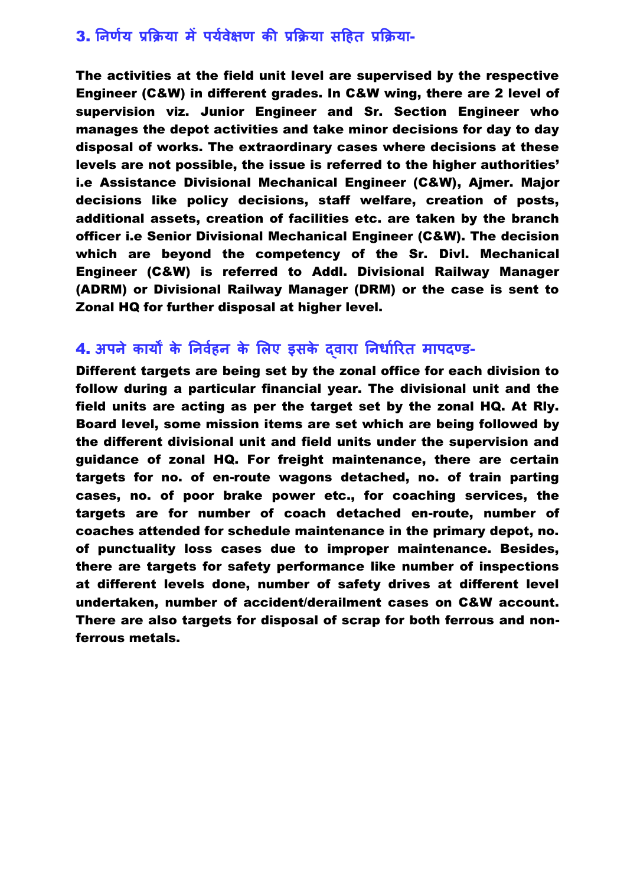## 3. निर्णय प्रक्रिया में पर्यवेक्षण की प्रक्रिया सहित प्रक्रिया-

**The activities at the field unit level are supervised by the respective Engineer (C&W) in different grades. In C&W wing, there are 2 level of supervision viz. Junior Engineer and Sr. Section Engineer who manages the depot activities and take minor decisions for day to day disposal of works. The extraordinary cases where decisions at these levels are not possible, the issue is referred to the higher authorities' i.e Assistance Divisional Mechanical Engineer (C&W), Ajmer. Major decisions like policy decisions, staff welfare, creation of posts, additional assets, creation of facilities etc. are taken by the branch officer i.e Senior Divisional Mechanical Engineer (C&W). The decision which are beyond the competency of the Sr. Divl. Mechanical Engineer (C&W) is referred to Addl. Divisional Railway Manager (ADRM) or Divisional Railway Manager (DRM) or the case is sent to Zonal HQ for further disposal at higher level.**

## 4. अपने कार्यों के निर्वहन के लिए इसके द्वारा निर्धारित मापदण्ड-

**Different targets are being set by the zonal office for each division to follow during a particular financial year. The divisional unit and the field units are acting as per the target set by the zonal HQ. At Rly. Board level, some mission items are set which are being followed by the different divisional unit and field units under the supervision and guidance of zonal HQ. For freight maintenance, there are certain targets for no. of en-route wagons detached, no. of train parting cases, no. of poor brake power etc., for coaching services, the targets are for number of coach detached en-route, number of coaches attended for schedule maintenance in the primary depot, no. of punctuality loss cases due to improper maintenance. Besides, there are targets for safety performance like number of inspections at different levels done, number of safety drives at different level undertaken, number of accident/derailment cases on C&W account. There are also targets for disposal of scrap for both ferrous and non-ferrous metals.**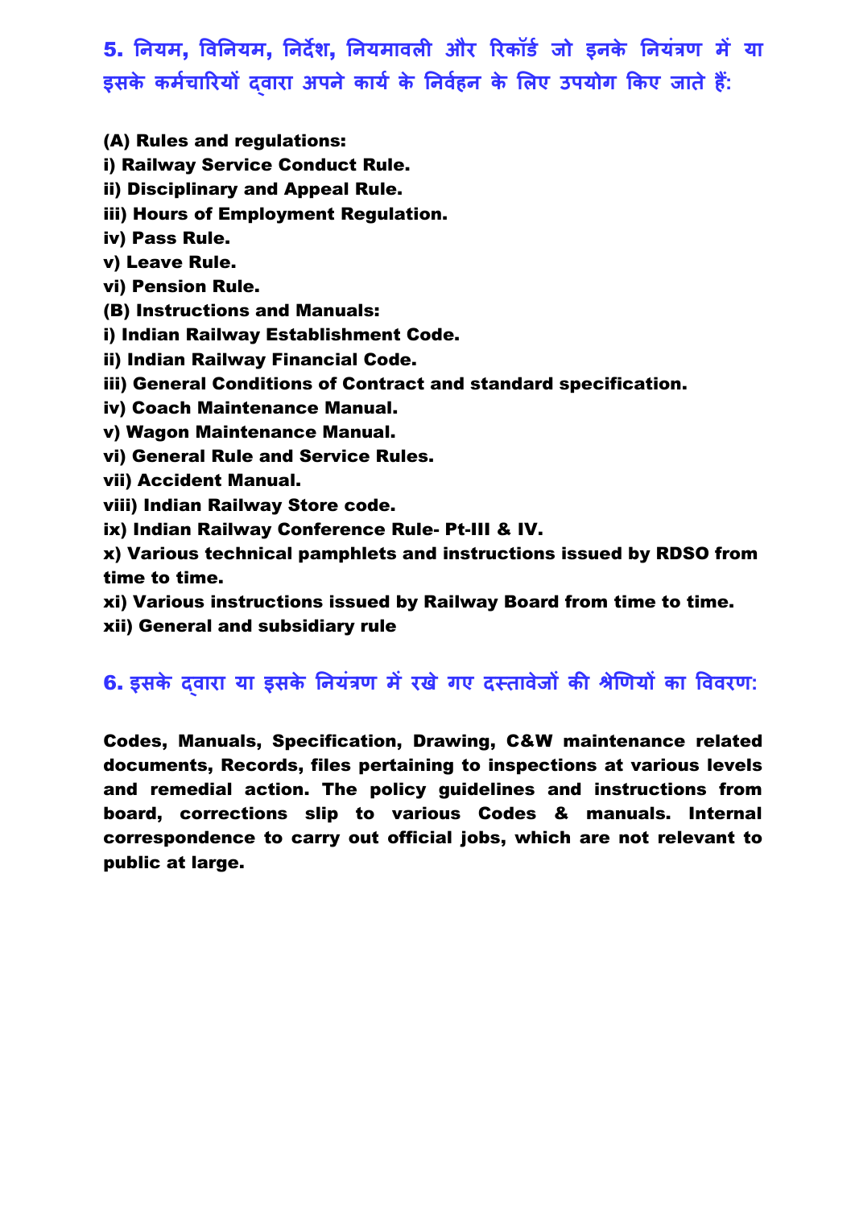## 5. नियम, विनियम, निर्देश, नियमावली और रिकॉर्ड जो इनके नियंत्रण में या इसके कर्मचारियों द्वारा अपने कार्य के निर्वहन के लिए उपयोग किए जाते हैं:

**(A) Rules and regulations:**

**i) Railway Service Conduct Rule.**

**ii) Disciplinary and Appeal Rule.**

**iii) Hours of Employment Regulation.**

**iv) Pass Rule.**

**v) Leave Rule.**

**vi) Pension Rule.**

**(B) Instructions and Manuals:**

**i) Indian Railway Establishment Code.**

**ii) Indian Railway Financial Code.**

**iii) General Conditions of Contract and standard specification.**

**iv) Coach Maintenance Manual.**

**v) Wagon Maintenance Manual.**

**vi) General Rule and Service Rules.**

**vii) Accident Manual.**

**viii) Indian Railway Store code.**

**ix) Indian Railway Conference Rule- Pt-III & IV.**

**x) Various technical pamphlets and instructions issued by RDSO from time to time.**

**xi) Various instructions issued by Railway Board from time to time.**

**xii) General and subsidiary rule**

## 6. इसके द्वारा या इसके नियंत्रण में रखे गए दस्तावेजों की श्रेणियों का विवरण:

**Codes, Manuals, Specification, Drawing, C&W maintenance related documents, Records, files pertaining to inspections at various levels and remedial action. The policy guidelines and instructions from board, corrections slip to various Codes & manuals. Internal correspondence to carry out official jobs, which are not relevant to public at large.**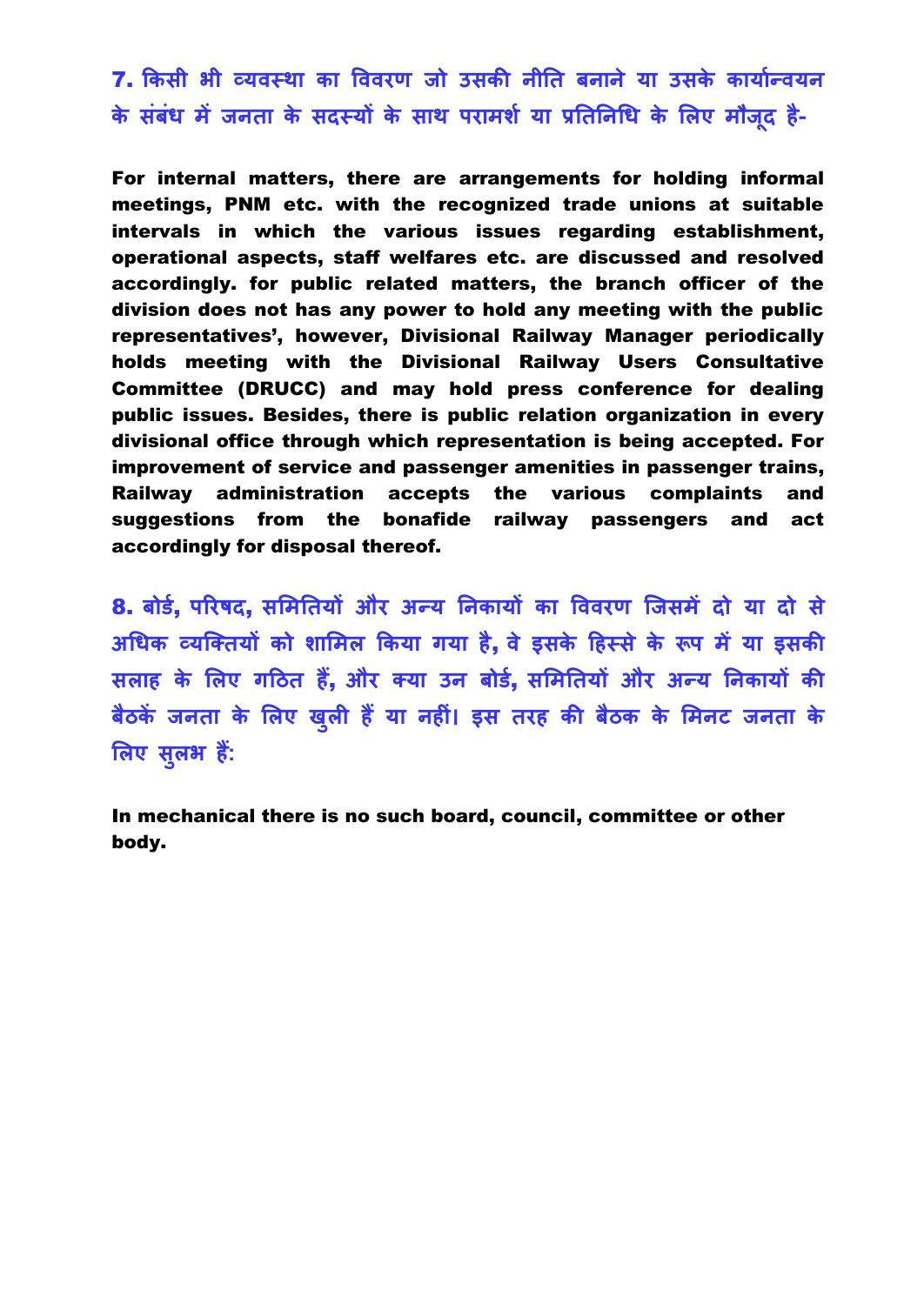**7. किसी भी व्यवस्था का विवरण जो उसकी नीति बनाने या उसके कार्यान्वयन के संबंध में जनता के सदस्यों के साथ परामर्श या प्रतिनिधि के लिए मौजूद है-**

**For internal matters, there are arrangements for holding informal meetings, PNM etc. with the recognized trade unions at suitable intervals in which the various issues regarding establishment, operational aspects, staff welfares etc. are discussed and resolved accordingly. for public related matters, the branch officer of the division does not has any power to hold any meeting with the public representatives', however, Divisional Railway Manager periodically holds meeting with the Divisional Railway Users Consultative Committee (DRUCC) and may hold press conference for dealing public issues. Besides, there is public relation organization in every divisional office through which representation is being accepted. For improvement of service and passenger amenities in passenger trains, Railway administration accepts the various complaints and suggestions from the bonafide railway passengers and act accordingly for disposal thereof.**

**8. बोर्ड, परिषद, समितियों और अन्य निकायों का विवरण जिसमें दो या दो से अधिक व्यक्तियों को शामिल किया गया है, वे इसके हिस्से के रूप में या इसकी सलाह के लिए गठित हैं, और क्या उन बोर्ड, समितियों और अन्य निकायों की बैठकें जनता के लिए खुली हैं या नहीं। इस तरह की बैठक के मिनट जनता के लिए सुलभ हैं:**

**In mechanical there is no such board, council, committee or other body.**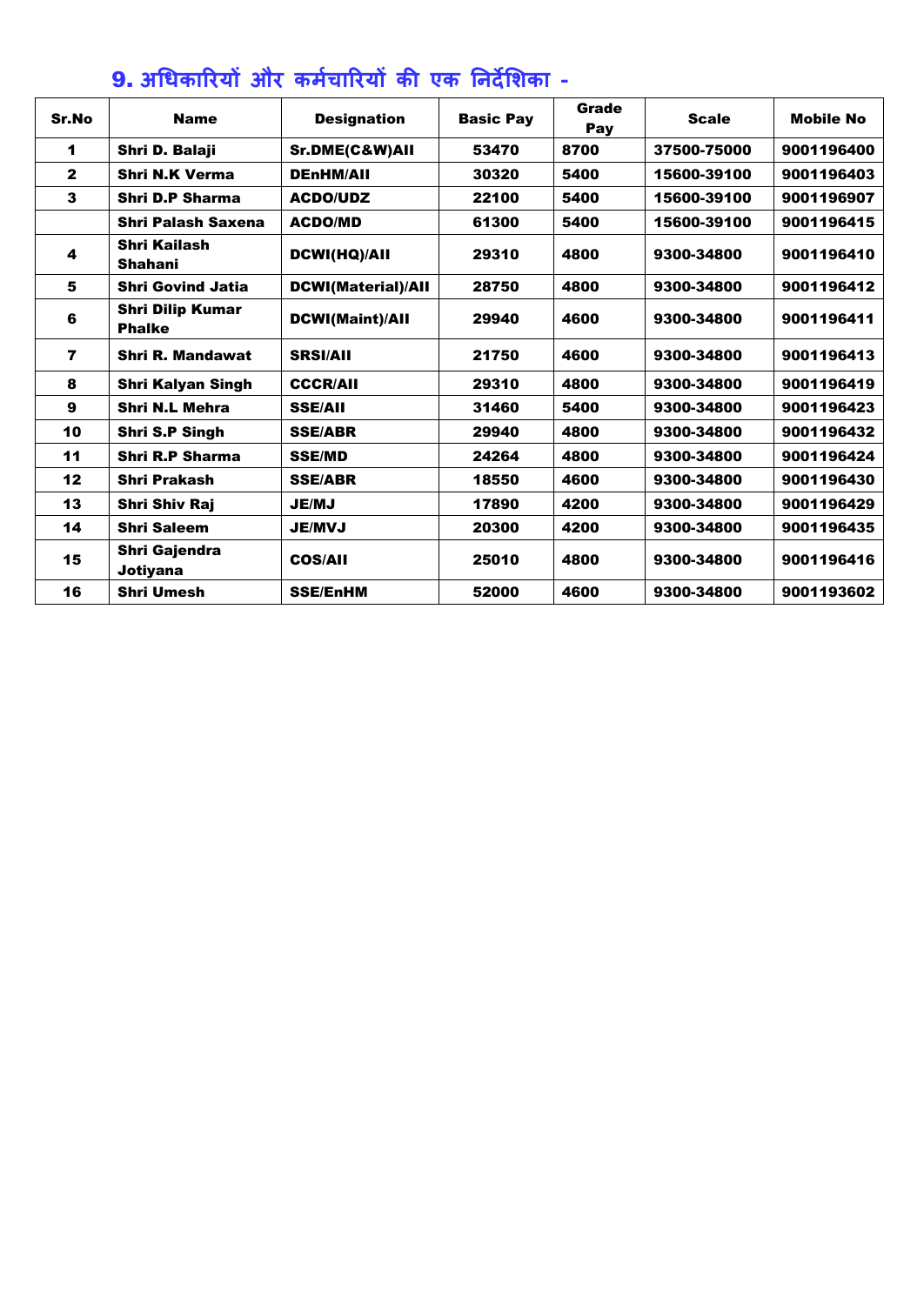## 9. अधिकारियों और कर्मचारियों की एक निर्देशिका -

| Sr.No | Name | Designation | Basic Pay | Grade Pay | Scale | Mobile No |
|---|---|---|---|---|---|---|
| 1 | Shri D. Balaji | Sr.DME(C&W)AII | 53470 | 8700 | 37500-75000 | 9001196400 |
| 2 | Shri N.K Verma | DEnHM/AII | 30320 | 5400 | 15600-39100 | 9001196403 |
| 3 | Shri D.P Sharma | ACDO/UDZ | 22100 | 5400 | 15600-39100 | 9001196907 |
| | Shri Palash Saxena | ACDO/MD | 61300 | 5400 | 15600-39100 | 9001196415 |
| 4 | Shri Kailash Shahani | DCWI(HQ)/AII | 29310 | 4800 | 9300-34800 | 9001196410 |
| 5 | Shri Govind Jatia | DCWI(Material)/AII | 28750 | 4800 | 9300-34800 | 9001196412 |
| 6 | Shri Dilip Kumar Phalke | DCWI(Maint)/AII | 29940 | 4600 | 9300-34800 | 9001196411 |
| 7 | Shri R. Mandawat | SRSI/AII | 21750 | 4600 | 9300-34800 | 9001196413 |
| 8 | Shri Kalyan Singh | CCCR/AII | 29310 | 4800 | 9300-34800 | 9001196419 |
| 9 | Shri N.L Mehra | SSE/AII | 31460 | 5400 | 9300-34800 | 9001196423 |
| 10 | Shri S.P Singh | SSE/ABR | 29940 | 4800 | 9300-34800 | 9001196432 |
| 11 | Shri R.P Sharma | SSE/MD | 24264 | 4800 | 9300-34800 | 9001196424 |
| 12 | Shri Prakash | SSE/ABR | 18550 | 4600 | 9300-34800 | 9001196430 |
| 13 | Shri Shiv Raj | JE/MJ | 17890 | 4200 | 9300-34800 | 9001196429 |
| 14 | Shri Saleem | JE/MVJ | 20300 | 4200 | 9300-34800 | 9001196435 |
| 15 | Shri Gajendra Jotiyana | COS/AII | 25010 | 4800 | 9300-34800 | 9001196416 |
| 16 | Shri Umesh | SSE/EnHM | 52000 | 4600 | 9300-34800 | 9001193602 |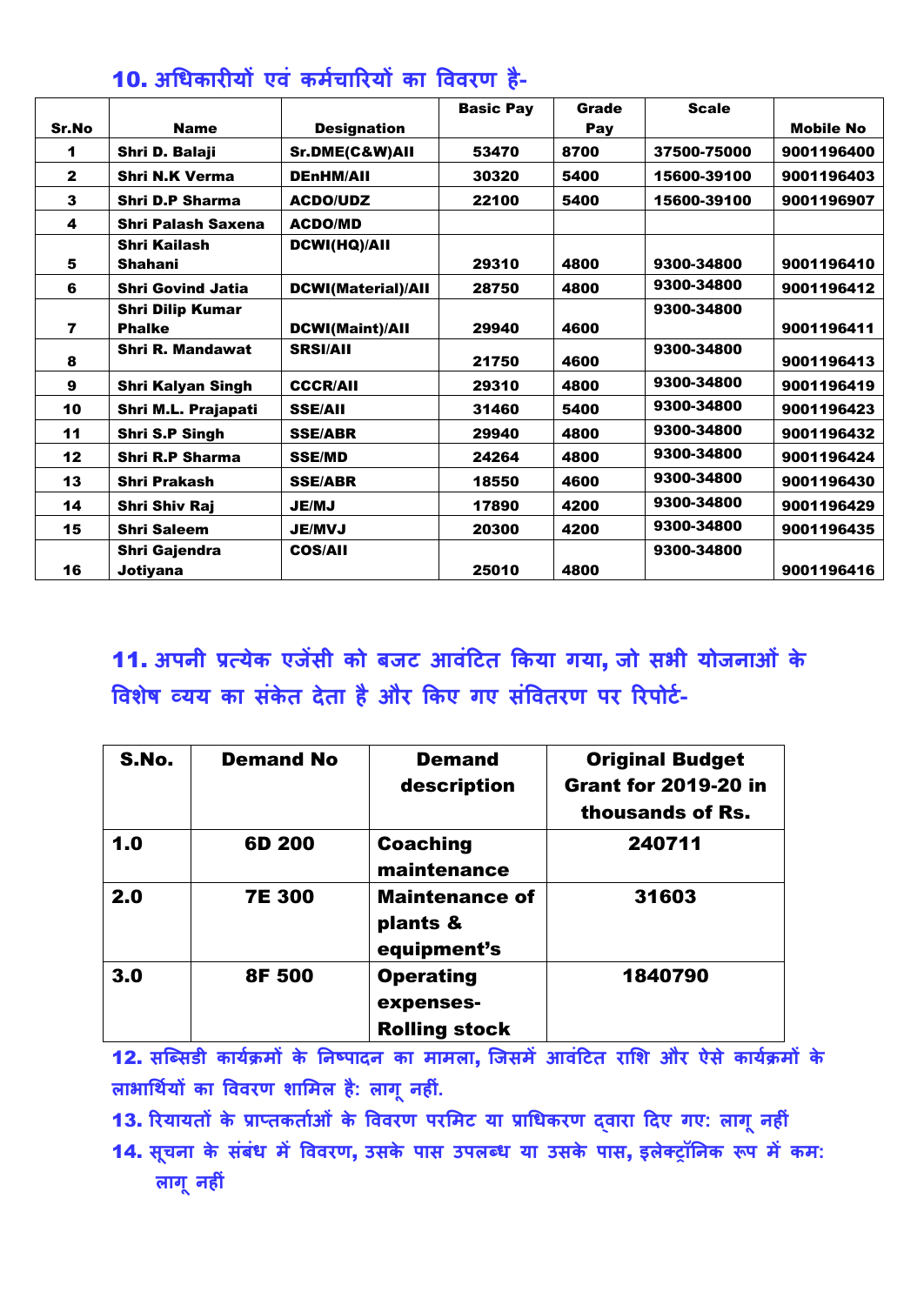## 10. अधिकारीयों एवं कर्मचारियों का विवरण है-

| Sr.No | Name | Designation | Basic Pay | Grade Pay | Scale | Mobile No |
|---|---|---|---|---|---|---|
| 1 | Shri D. Balaji | Sr.DME(C&W)AII | 53470 | 8700 | 37500-75000 | 9001196400 |
| 2 | Shri N.K Verma | DEnHM/AII | 30320 | 5400 | 15600-39100 | 9001196403 |
| 3 | Shri D.P Sharma | ACDO/UDZ | 22100 | 5400 | 15600-39100 | 9001196907 |
| 4 | Shri Palash Saxena | ACDO/MD | | | | |
| 5 | Shri Kailash Shahani | DCWI(HQ)/AII | 29310 | 4800 | 9300-34800 | 9001196410 |
| 6 | Shri Govind Jatia | DCWI(Material)/AII | 28750 | 4800 | 9300-34800 | 9001196412 |
| 7 | Shri Dilip Kumar Phalke | DCWI(Maint)/AII | 29940 | 4600 | 9300-34800 | 9001196411 |
| 8 | Shri R. Mandawat | SRSI/AII | 21750 | 4600 | 9300-34800 | 9001196413 |
| 9 | Shri Kalyan Singh | CCCR/AII | 29310 | 4800 | 9300-34800 | 9001196419 |
| 10 | Shri M.L. Prajapati | SSE/AII | 31460 | 5400 | 9300-34800 | 9001196423 |
| 11 | Shri S.P Singh | SSE/ABR | 29940 | 4800 | 9300-34800 | 9001196432 |
| 12 | Shri R.P Sharma | SSE/MD | 24264 | 4800 | 9300-34800 | 9001196424 |
| 13 | Shri Prakash | SSE/ABR | 18550 | 4600 | 9300-34800 | 9001196430 |
| 14 | Shri Shiv Raj | JE/MJ | 17890 | 4200 | 9300-34800 | 9001196429 |
| 15 | Shri Saleem | JE/MVJ | 20300 | 4200 | 9300-34800 | 9001196435 |
| 16 | Shri Gajendra Jotiyana | COS/AII | 25010 | 4800 | 9300-34800 | 9001196416 |

## 11. अपनी प्रत्येक एजेंसी को बजट आवंटित किया गया, जो सभी योजनाओं के विशेष व्यय का संकेत देता है और किए गए संवितरण पर रिपोर्ट-

| S.No. | Demand No | Demand description | Original Budget Grant for 2019-20 in thousands of Rs. |
|---|---|---|---|
| 1.0 | 6D 200 | Coaching maintenance | 240711 |
| 2.0 | 7E 300 | Maintenance of plants & equipment's | 31603 |
| 3.0 | 8F 500 | Operating expenses-Rolling stock | 1840790 |

**12.** सब्सिडी कार्यक्रमों के निष्पादन का मामला, जिसमें आवंटित राशि और ऐसे कार्यक्रमों के लाभार्थियों का विवरण शामिल है: लागू नहीं.

**13.** रियायतों के प्राप्तकर्ताओं के विवरण परमिट या प्राधिकरण द्वारा दिए गए: लागू नहीं

**14.** सूचना के संबंध में विवरण, उसके पास उपलब्ध या उसके पास, इलेक्ट्रॉनिक रूप में कम: लागू नहीं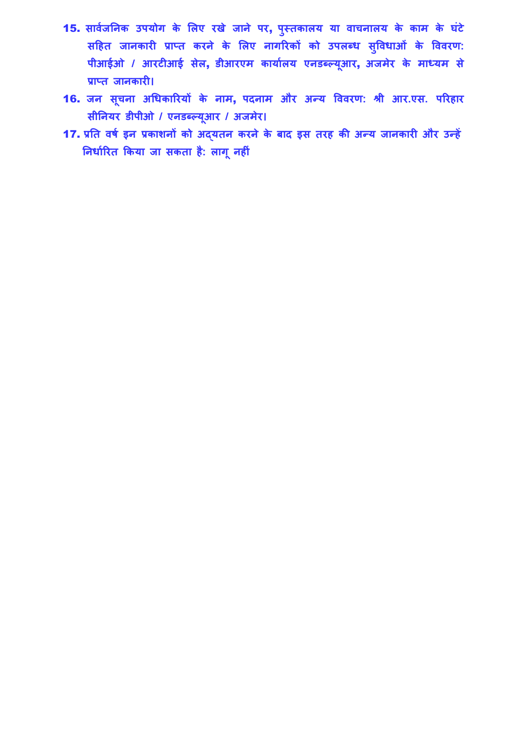15. सार्वजनिक उपयोग के लिए रखे जाने पर, पुस्तकालय या वाचनालय के काम के घंटे सहित जानकारी प्राप्त करने के लिए नागरिकों को उपलब्ध सुविधाओं के विवरण: पीआईओ / आरटीआई सेल, डीआरएम कार्यालय एनडब्ल्यूआर, अजमेर के माध्यम से प्राप्त जानकारी।
16. जन सूचना अधिकारियों के नाम, पदनाम और अन्य विवरण: श्री आर.एस. परिहार सीनियर डीपीओ / एनडब्ल्यूआर / अजमेर।
17. प्रति वर्ष इन प्रकाशनों को अद्यतन करने के बाद इस तरह की अन्य जानकारी और उन्हें निर्धारित किया जा सकता है: लागू नहीं